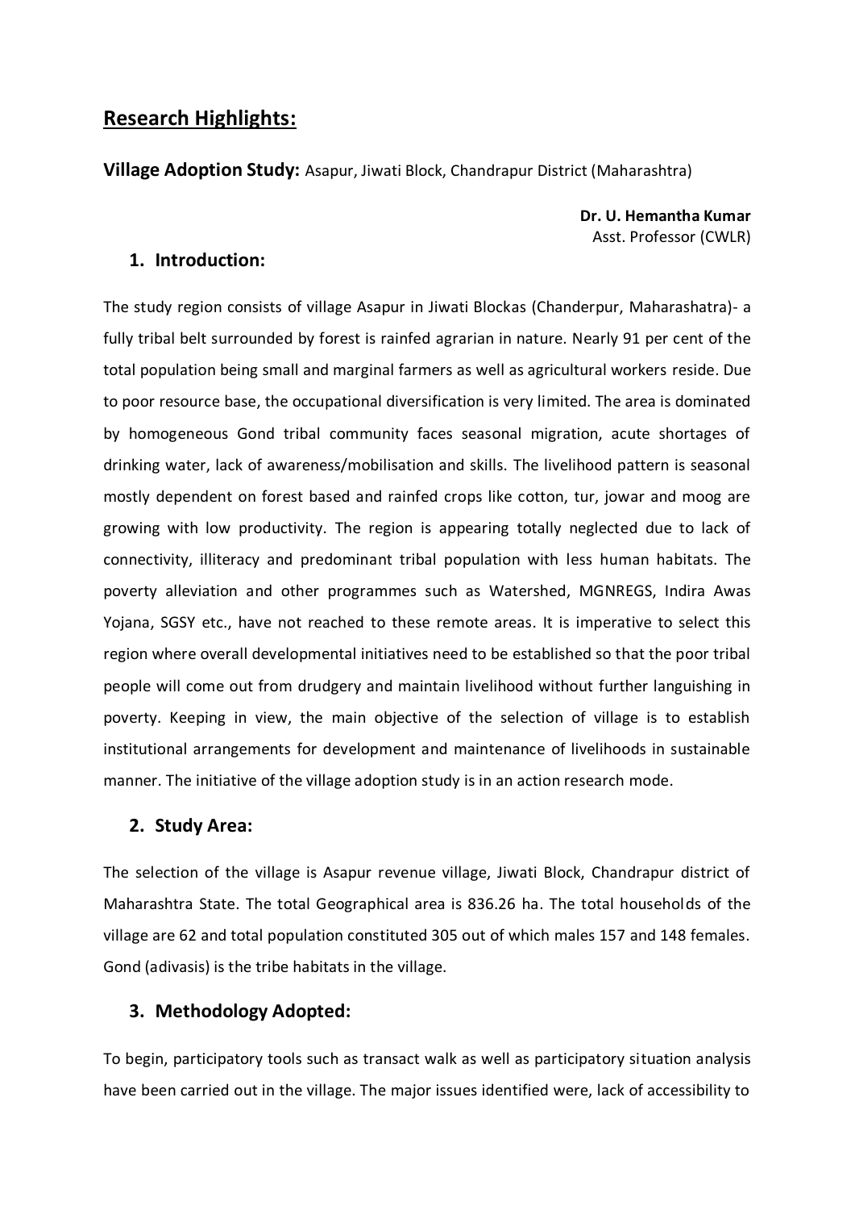# Research Highlights:

**Village Adoption Study:** Asapur, Jiwati Block, Chandrapur District (Maharashtra)

**Dr. U. Hemantha Kumar**
Asst. Professor (CWLR)

## 1. Introduction:

The study region consists of village Asapur in Jiwati Blockas (Chanderpur, Maharashatra)- a fully tribal belt surrounded by forest is rainfed agrarian in nature. Nearly 91 per cent of the total population being small and marginal farmers as well as agricultural workers reside. Due to poor resource base, the occupational diversification is very limited. The area is dominated by homogeneous Gond tribal community faces seasonal migration, acute shortages of drinking water, lack of awareness/mobilisation and skills. The livelihood pattern is seasonal mostly dependent on forest based and rainfed crops like cotton, tur, jowar and moog are growing with low productivity. The region is appearing totally neglected due to lack of connectivity, illiteracy and predominant tribal population with less human habitats. The poverty alleviation and other programmes such as Watershed, MGNREGS, Indira Awas Yojana, SGSY etc., have not reached to these remote areas. It is imperative to select this region where overall developmental initiatives need to be established so that the poor tribal people will come out from drudgery and maintain livelihood without further languishing in poverty. Keeping in view, the main objective of the selection of village is to establish institutional arrangements for development and maintenance of livelihoods in sustainable manner. The initiative of the village adoption study is in an action research mode.

## 2. Study Area:

The selection of the village is Asapur revenue village, Jiwati Block, Chandrapur district of Maharashtra State. The total Geographical area is 836.26 ha. The total households of the village are 62 and total population constituted 305 out of which males 157 and 148 females. Gond (adivasis) is the tribe habitats in the village.

## 3. Methodology Adopted:

To begin, participatory tools such as transact walk as well as participatory situation analysis have been carried out in the village. The major issues identified were, lack of accessibility to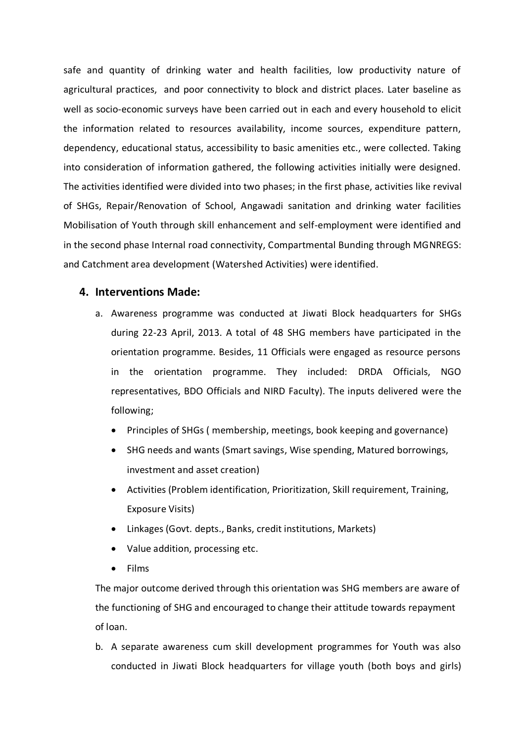safe and quantity of drinking water and health facilities, low productivity nature of agricultural practices, and poor connectivity to block and district places. Later baseline as well as socio-economic surveys have been carried out in each and every household to elicit the information related to resources availability, income sources, expenditure pattern, dependency, educational status, accessibility to basic amenities etc., were collected. Taking into consideration of information gathered, the following activities initially were designed. The activities identified were divided into two phases; in the first phase, activities like revival of SHGs, Repair/Renovation of School, Angawadi sanitation and drinking water facilities Mobilisation of Youth through skill enhancement and self-employment were identified and in the second phase Internal road connectivity, Compartmental Bunding through MGNREGS: and Catchment area development (Watershed Activities) were identified.

## 4. Interventions Made:

a. Awareness programme was conducted at Jiwati Block headquarters for SHGs during 22-23 April, 2013. A total of 48 SHG members have participated in the orientation programme. Besides, 11 Officials were engaged as resource persons in the orientation programme. They included: DRDA Officials, NGO representatives, BDO Officials and NIRD Faculty). The inputs delivered were the following;

   - Principles of SHGs ( membership, meetings, book keeping and governance)
   - SHG needs and wants (Smart savings, Wise spending, Matured borrowings, investment and asset creation)
   - Activities (Problem identification, Prioritization, Skill requirement, Training, Exposure Visits)
   - Linkages (Govt. depts., Banks, credit institutions, Markets)
   - Value addition, processing etc.
   - Films

   The major outcome derived through this orientation was SHG members are aware of the functioning of SHG and encouraged to change their attitude towards repayment of loan.

b. A separate awareness cum skill development programmes for Youth was also conducted in Jiwati Block headquarters for village youth (both boys and girls)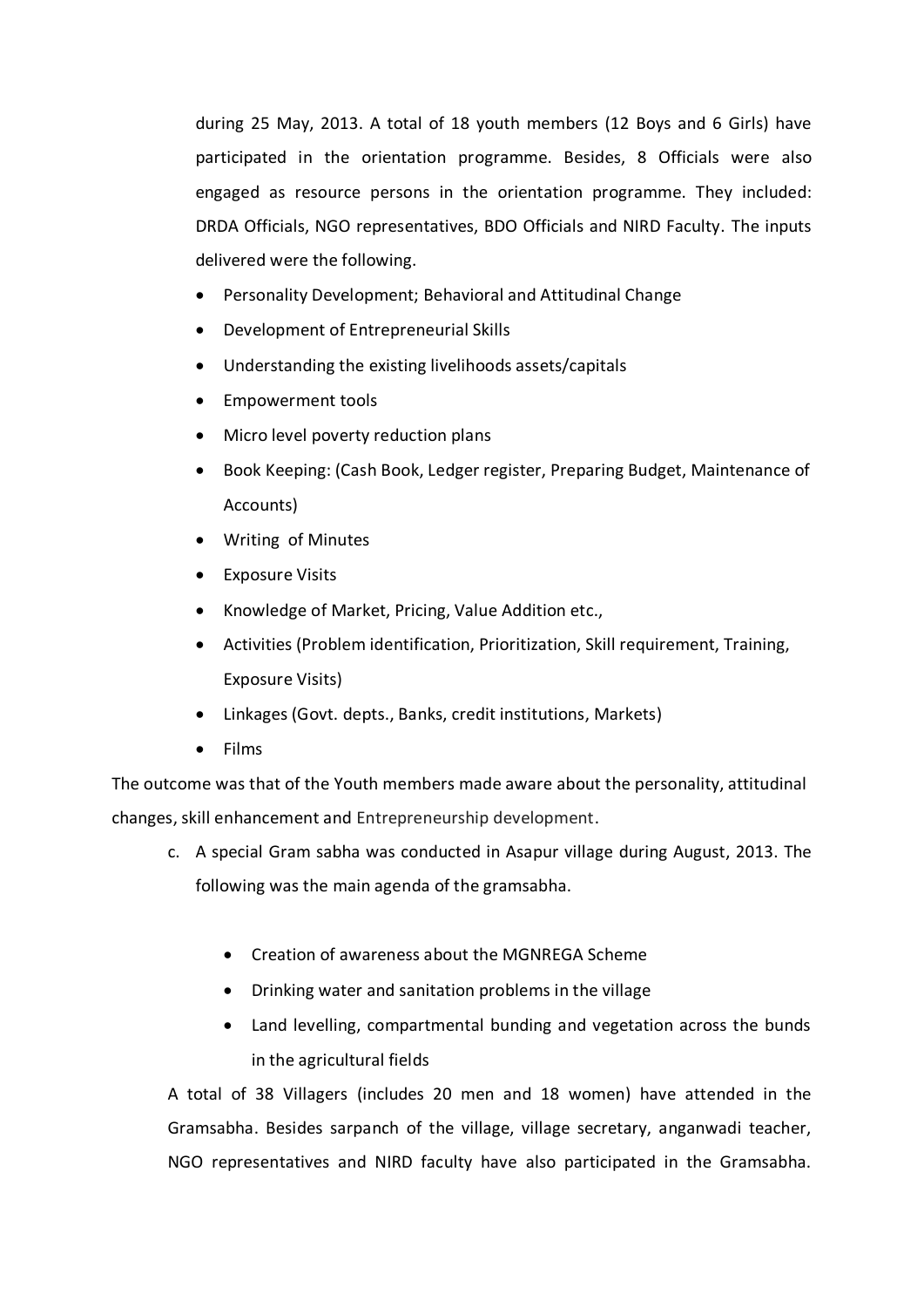during 25 May, 2013. A total of 18 youth members (12 Boys and 6 Girls) have participated in the orientation programme. Besides, 8 Officials were also engaged as resource persons in the orientation programme. They included: DRDA Officials, NGO representatives, BDO Officials and NIRD Faculty. The inputs delivered were the following.

- Personality Development; Behavioral and Attitudinal Change
- Development of Entrepreneurial Skills
- Understanding the existing livelihoods assets/capitals
- Empowerment tools
- Micro level poverty reduction plans
- Book Keeping: (Cash Book, Ledger register, Preparing Budget, Maintenance of Accounts)
- Writing of Minutes
- Exposure Visits
- Knowledge of Market, Pricing, Value Addition etc.,
- Activities (Problem identification, Prioritization, Skill requirement, Training, Exposure Visits)
- Linkages (Govt. depts., Banks, credit institutions, Markets)
- Films

The outcome was that of the Youth members made aware about the personality, attitudinal changes, skill enhancement and Entrepreneurship development.

c. A special Gram sabha was conducted in Asapur village during August, 2013. The following was the main agenda of the gramsabha.

   - Creation of awareness about the MGNREGA Scheme
   - Drinking water and sanitation problems in the village
   - Land levelling, compartmental bunding and vegetation across the bunds in the agricultural fields

A total of 38 Villagers (includes 20 men and 18 women) have attended in the Gramsabha. Besides sarpanch of the village, village secretary, anganwadi teacher, NGO representatives and NIRD faculty have also participated in the Gramsabha.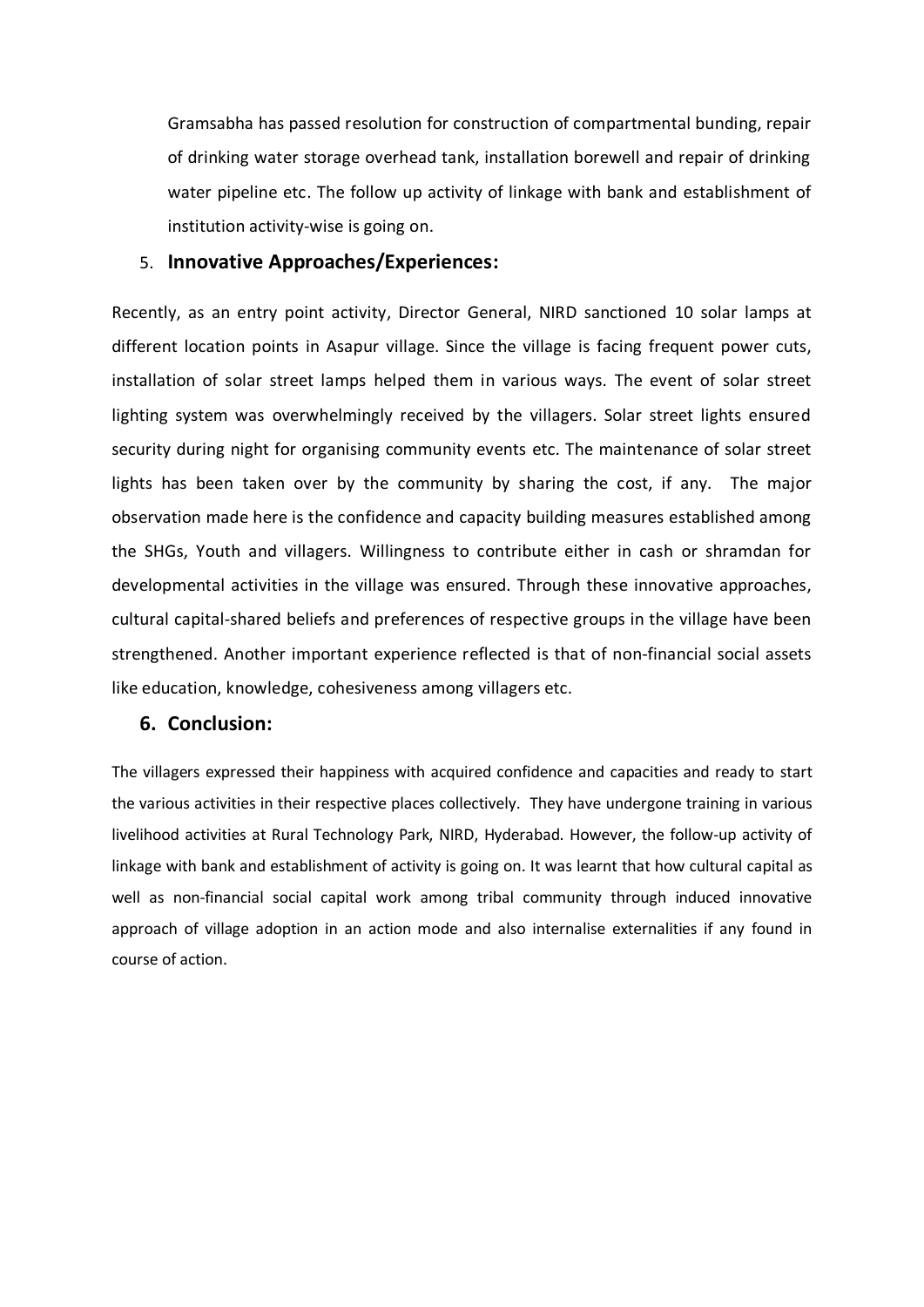Gramsabha has passed resolution for construction of compartmental bunding, repair of drinking water storage overhead tank, installation borewell and repair of drinking water pipeline etc. The follow up activity of linkage with bank and establishment of institution activity-wise is going on.

## 5. Innovative Approaches/Experiences:

Recently, as an entry point activity, Director General, NIRD sanctioned 10 solar lamps at different location points in Asapur village. Since the village is facing frequent power cuts, installation of solar street lamps helped them in various ways. The event of solar street lighting system was overwhelmingly received by the villagers. Solar street lights ensured security during night for organising community events etc. The maintenance of solar street lights has been taken over by the community by sharing the cost, if any. The major observation made here is the confidence and capacity building measures established among the SHGs, Youth and villagers. Willingness to contribute either in cash or shramdan for developmental activities in the village was ensured. Through these innovative approaches, cultural capital-shared beliefs and preferences of respective groups in the village have been strengthened. Another important experience reflected is that of non-financial social assets like education, knowledge, cohesiveness among villagers etc.

## 6. Conclusion:

The villagers expressed their happiness with acquired confidence and capacities and ready to start the various activities in their respective places collectively. They have undergone training in various livelihood activities at Rural Technology Park, NIRD, Hyderabad. However, the follow-up activity of linkage with bank and establishment of activity is going on. It was learnt that how cultural capital as well as non-financial social capital work among tribal community through induced innovative approach of village adoption in an action mode and also internalise externalities if any found in course of action.